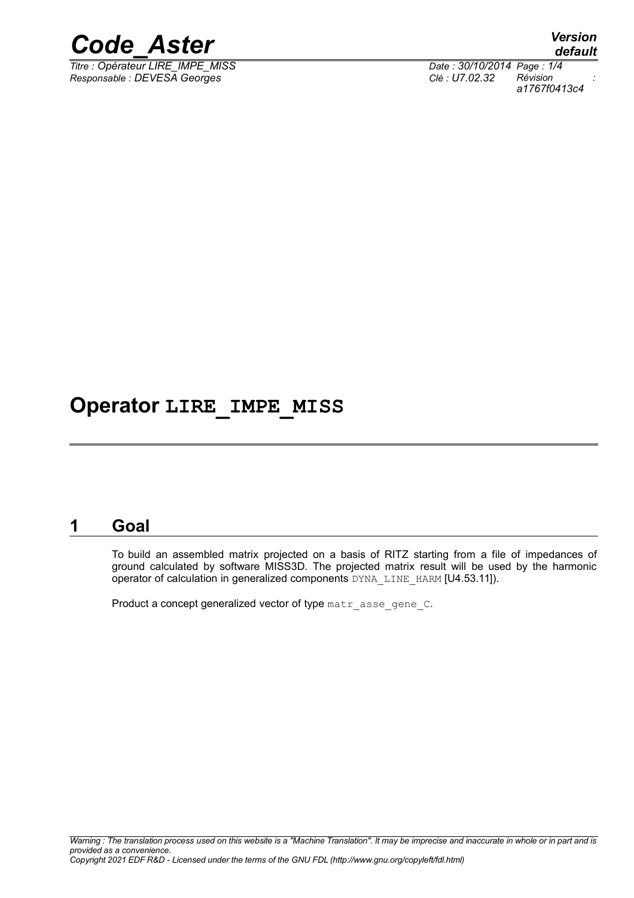# Operator LIRE_IMPE_MISS

## 1 Goal

To build an assembled matrix projected on a basis of RITZ starting from a file of impedances of ground calculated by software MISS3D. The projected matrix result will be used by the harmonic operator of calculation in generalized components DYNA_LINE_HARM [U4.53.11]).

Product a concept generalized vector of type matr_asse_gene_C.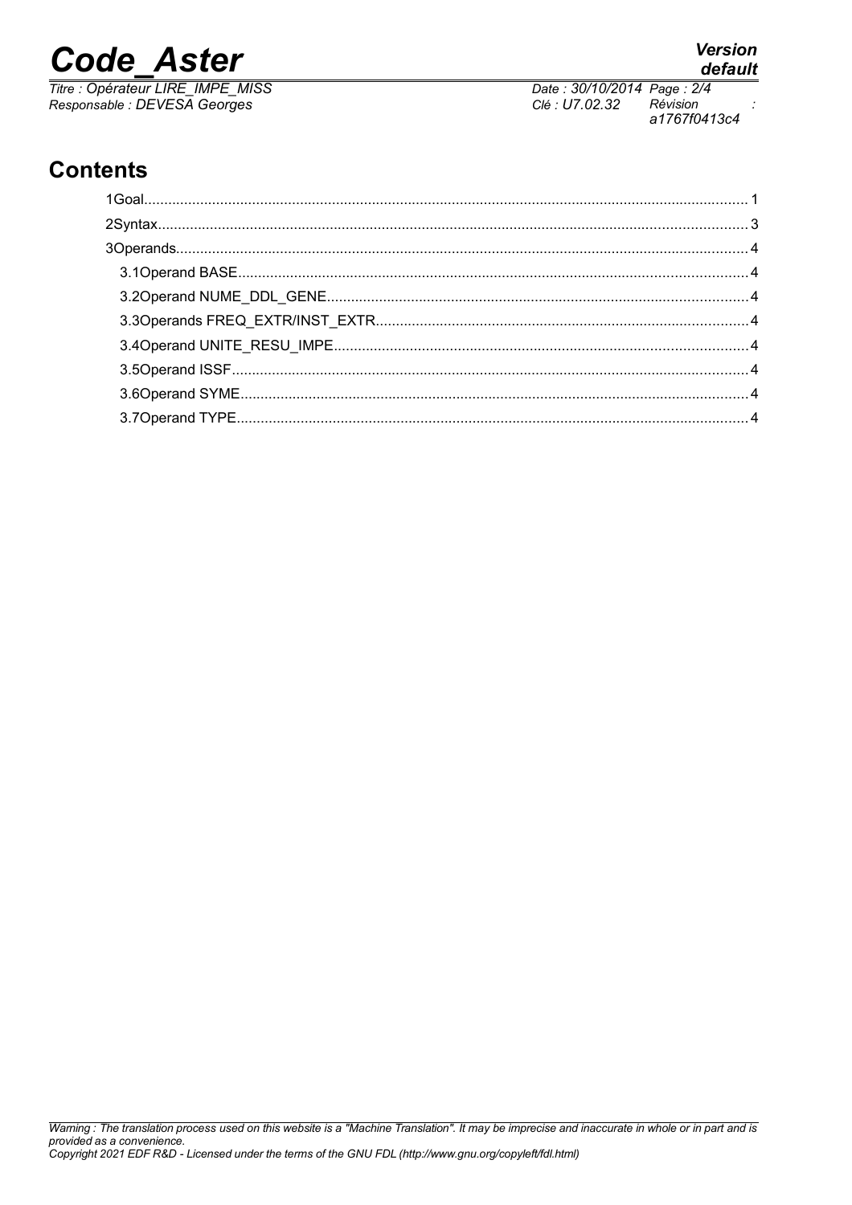## Contents

1Goal........................................................................................................................................... 1

2Syntax........................................................................................................................................ 3

3Operands.................................................................................................................................... 4

3.1Operand BASE..................................................................................................................... 4

3.2Operand NUME_DDL_GENE................................................................................................ 4

3.3Operands FREQ_EXTR/INST_EXTR.................................................................................... 4

3.4Operand UNITE_RESU_IMPE.............................................................................................. 4

3.5Operand ISSF....................................................................................................................... 4

3.6Operand SYME..................................................................................................................... 4

3.7Operand TYPE...................................................................................................................... 4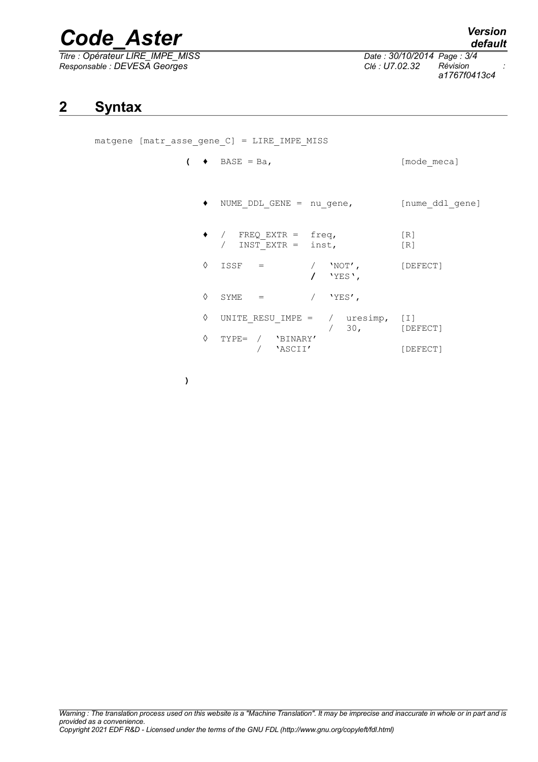## 2 Syntax

```
matgene [matr_asse_gene_C] = LIRE_IMPE_MISS

                (  ♦  BASE = Ba,                          [mode_meca]


                   ♦  NUME_DDL_GENE =  nu_gene,           [nume_ddl_gene]

                   ♦  /  FREQ_EXTR =  freq,               [R]
                      /  INST_EXTR =  inst,               [R]

                   ◊  ISSF   =          /  'NOT',         [DEFECT]
                                        /  'YES',

                   ◊  SYME   =          /  'YES',

                   ◊  UNITE_RESU_IMPE =   /  uresimp,     [I]
                                          /  30,          [DEFECT]
                   ◊  TYPE= /  'BINARY'
                            /  'ASCII'                    [DEFECT]

                )
```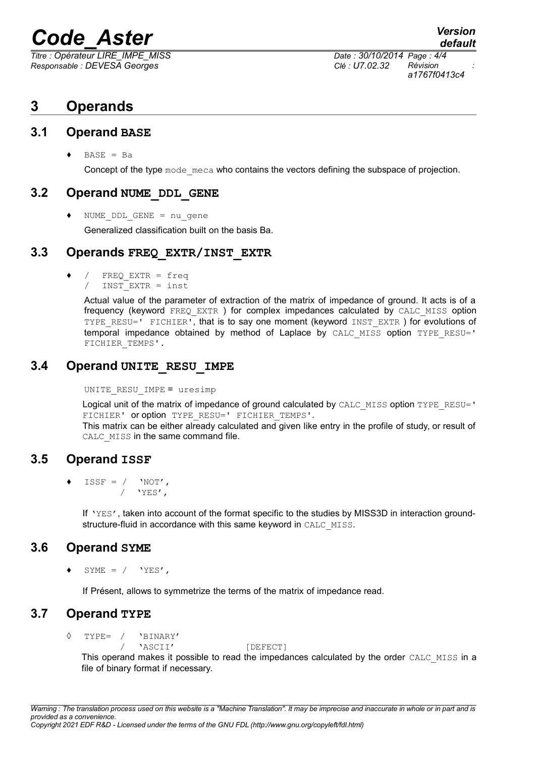# 3 Operands

## 3.1 Operand BASE

♦ `BASE = Ba`

Concept of the type `mode_meca` who contains the vectors defining the subspace of projection.

## 3.2 Operand NUME_DDL_GENE

♦ `NUME_DDL_GENE = nu_gene`

Generalized classification built on the basis Ba.

## 3.3 Operands FREQ_EXTR/INST_EXTR

```
♦  /  FREQ_EXTR = freq
   /  INST_EXTR = inst
```

Actual value of the parameter of extraction of the matrix of impedance of ground. It acts is of a frequency (keyword `FREQ_EXTR` ) for complex impedances calculated by `CALC_MISS` option `TYPE_RESU=' FICHIER'`, that is to say one moment (keyword `INST_EXTR` ) for evolutions of temporal impedance obtained by method of Laplace by `CALC_MISS` option `TYPE_RESU=' FICHIER_TEMPS'`.

## 3.4 Operand UNITE_RESU_IMPE

`UNITE_RESU_IMPE = uresimp`

Logical unit of the matrix of impedance of ground calculated by `CALC_MISS` option `TYPE_RESU=' FICHIER'` or option `TYPE_RESU=' FICHIER_TEMPS'`.
This matrix can be either already calculated and given like entry in the profile of study, or result of `CALC_MISS` in the same command file.

## 3.5 Operand ISSF

```
♦  ISSF = /  'NOT',
          /  'YES',
```

If `'YES'`, taken into account of the format specific to the studies by MISS3D in interaction ground-structure-fluid in accordance with this same keyword in `CALC_MISS`.

## 3.6 Operand SYME

♦ `SYME = /  'YES',`

If Présent, allows to symmetrize the terms of the matrix of impedance read.

## 3.7 Operand TYPE

```
◊  TYPE= /  'BINARY'
         /  'ASCII'          [DEFECT]
```

This operand makes it possible to read the impedances calculated by the order `CALC_MISS` in a file of binary format if necessary.